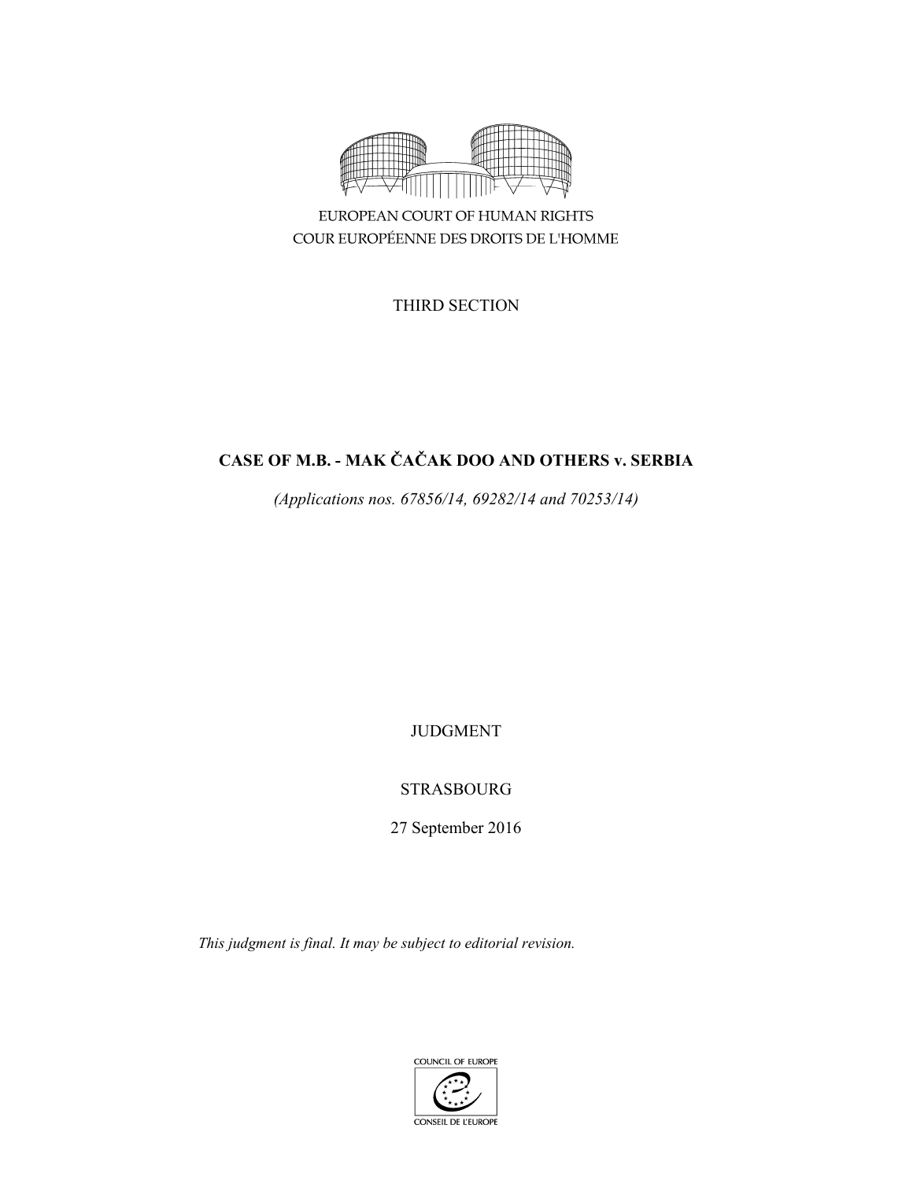EUROPEAN COURT OF HUMAN RIGHTS
COUR EUROPÉENNE DES DROITS DE L'HOMME

THIRD SECTION

# CASE OF M.B. - MAK ČAČAK DOO AND OTHERS v. SERBIA

*(Applications nos. 67856/14, 69282/14 and 70253/14)*

JUDGMENT

STRASBOURG

27 September 2016

*This judgment is final. It may be subject to editorial revision.*

COUNCIL OF EUROPE
CONSEIL DE L'EUROPE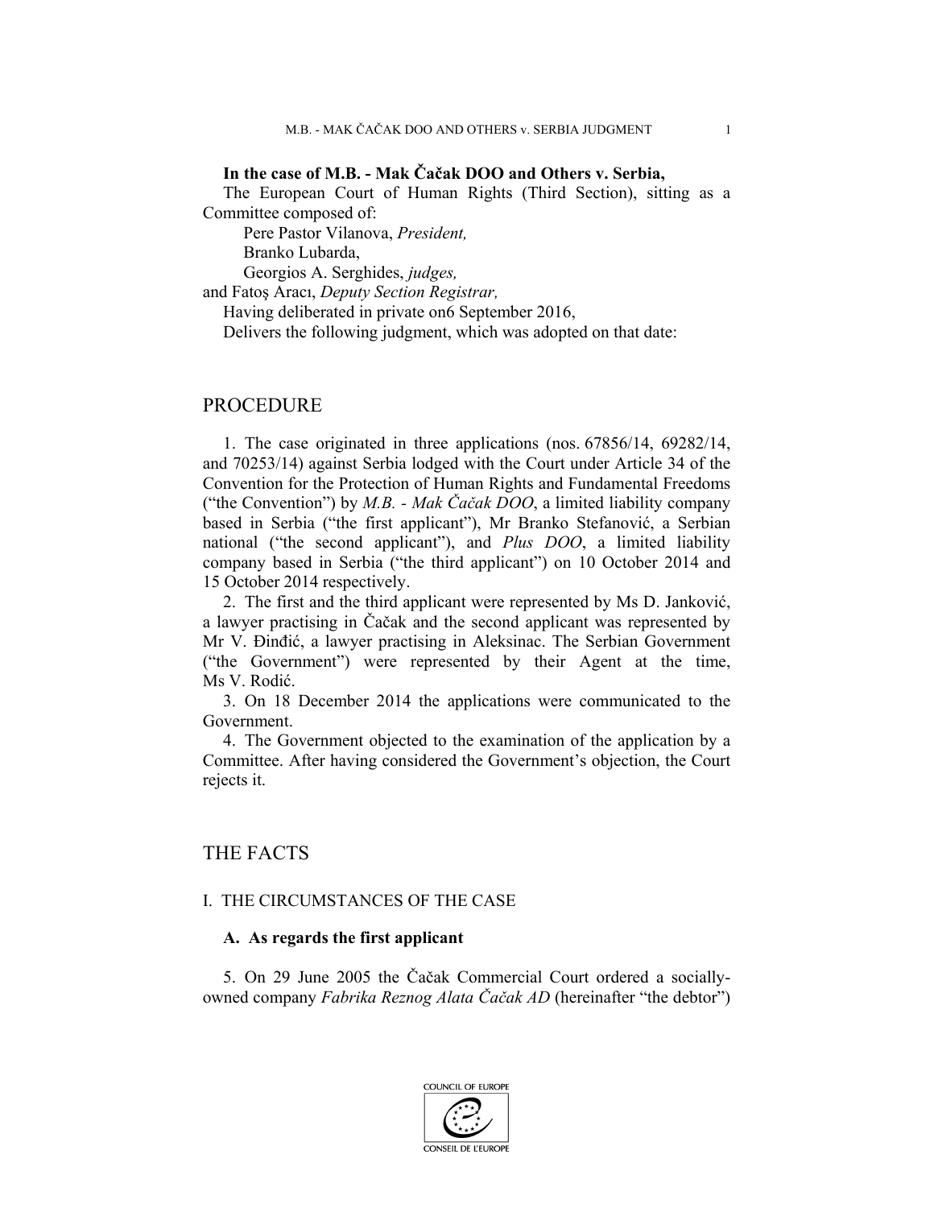**In the case of M.B. - Mak Čačak DOO and Others v. Serbia,**

The European Court of Human Rights (Third Section), sitting as a Committee composed of:

Pere Pastor Vilanova, *President,*
Branko Lubarda,
Georgios A. Serghides, *judges,*
and Fatoş Aracı, *Deputy Section Registrar,*

Having deliberated in private on6 September 2016,

Delivers the following judgment, which was adopted on that date:

## PROCEDURE

1. The case originated in three applications (nos. 67856/14, 69282/14, and 70253/14) against Serbia lodged with the Court under Article 34 of the Convention for the Protection of Human Rights and Fundamental Freedoms ("the Convention") by *M.B. - Mak Čačak DOO*, a limited liability company based in Serbia ("the first applicant"), Mr Branko Stefanović, a Serbian national ("the second applicant"), and *Plus DOO*, a limited liability company based in Serbia ("the third applicant") on 10 October 2014 and 15 October 2014 respectively.

2. The first and the third applicant were represented by Ms D. Janković, a lawyer practising in Čačak and the second applicant was represented by Mr V. Đinđić, a lawyer practising in Aleksinac. The Serbian Government ("the Government") were represented by their Agent at the time, Ms V. Rodić.

3. On 18 December 2014 the applications were communicated to the Government.

4. The Government objected to the examination of the application by a Committee. After having considered the Government's objection, the Court rejects it.

## THE FACTS

### I. THE CIRCUMSTANCES OF THE CASE

#### A. As regards the first applicant

5. On 29 June 2005 the Čačak Commercial Court ordered a socially-owned company *Fabrika Reznog Alata Čačak AD* (hereinafter "the debtor")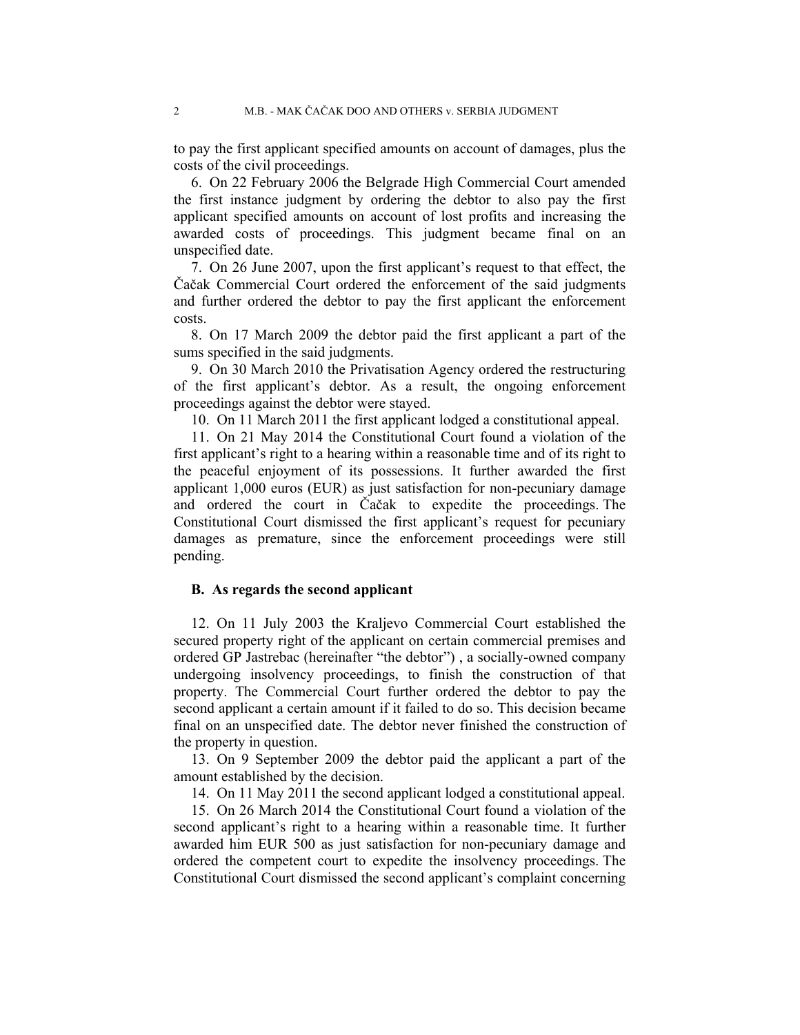to pay the first applicant specified amounts on account of damages, plus the costs of the civil proceedings.

6. On 22 February 2006 the Belgrade High Commercial Court amended the first instance judgment by ordering the debtor to also pay the first applicant specified amounts on account of lost profits and increasing the awarded costs of proceedings. This judgment became final on an unspecified date.

7. On 26 June 2007, upon the first applicant's request to that effect, the Čačak Commercial Court ordered the enforcement of the said judgments and further ordered the debtor to pay the first applicant the enforcement costs.

8. On 17 March 2009 the debtor paid the first applicant a part of the sums specified in the said judgments.

9. On 30 March 2010 the Privatisation Agency ordered the restructuring of the first applicant's debtor. As a result, the ongoing enforcement proceedings against the debtor were stayed.

10. On 11 March 2011 the first applicant lodged a constitutional appeal.

11. On 21 May 2014 the Constitutional Court found a violation of the first applicant's right to a hearing within a reasonable time and of its right to the peaceful enjoyment of its possessions. It further awarded the first applicant 1,000 euros (EUR) as just satisfaction for non-pecuniary damage and ordered the court in Čačak to expedite the proceedings. The Constitutional Court dismissed the first applicant's request for pecuniary damages as premature, since the enforcement proceedings were still pending.

### B. As regards the second applicant

12. On 11 July 2003 the Kraljevo Commercial Court established the secured property right of the applicant on certain commercial premises and ordered GP Jastrebac (hereinafter "the debtor") , a socially-owned company undergoing insolvency proceedings, to finish the construction of that property. The Commercial Court further ordered the debtor to pay the second applicant a certain amount if it failed to do so. This decision became final on an unspecified date. The debtor never finished the construction of the property in question.

13. On 9 September 2009 the debtor paid the applicant a part of the amount established by the decision.

14. On 11 May 2011 the second applicant lodged a constitutional appeal.

15. On 26 March 2014 the Constitutional Court found a violation of the second applicant's right to a hearing within a reasonable time. It further awarded him EUR 500 as just satisfaction for non-pecuniary damage and ordered the competent court to expedite the insolvency proceedings. The Constitutional Court dismissed the second applicant's complaint concerning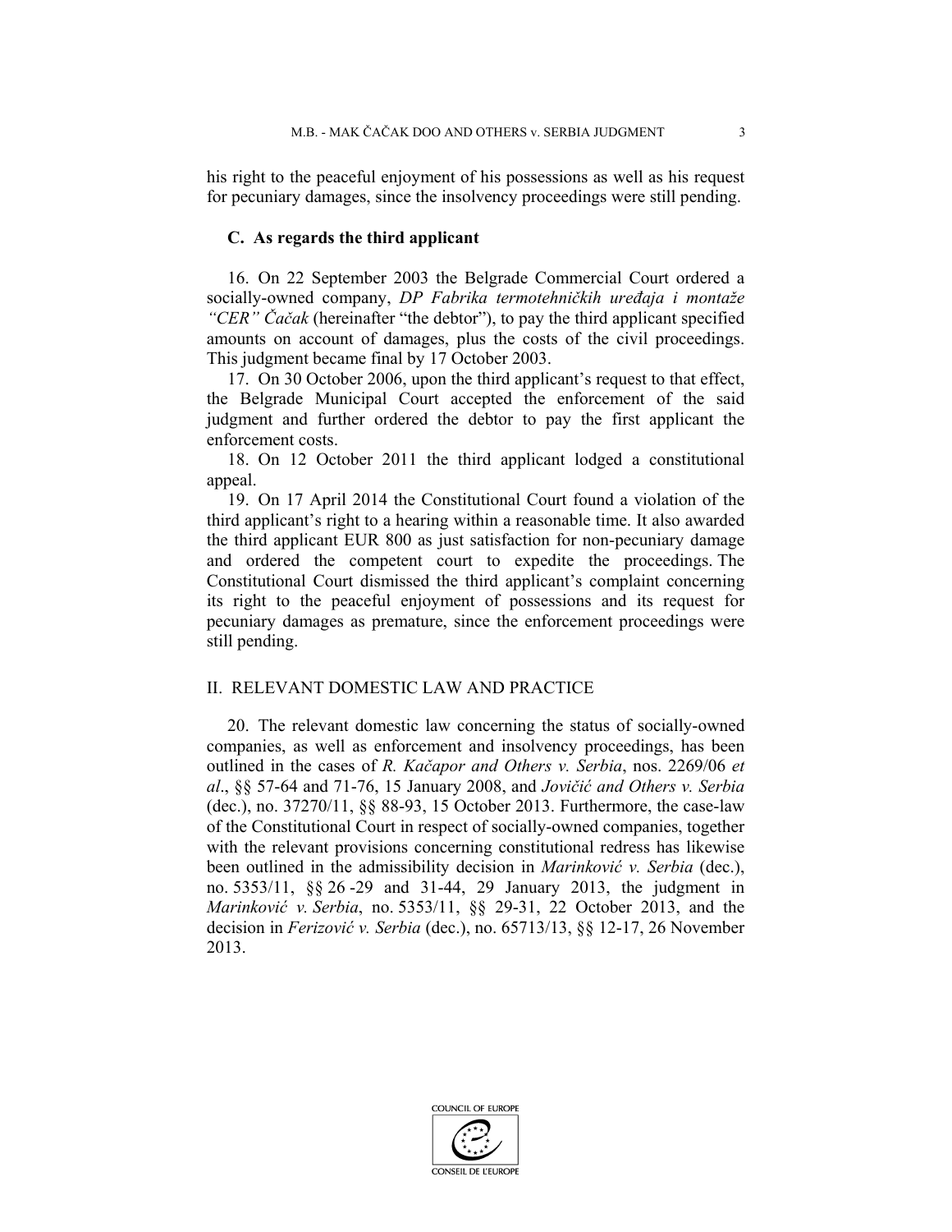his right to the peaceful enjoyment of his possessions as well as his request for pecuniary damages, since the insolvency proceedings were still pending.

### C. As regards the third applicant

16. On 22 September 2003 the Belgrade Commercial Court ordered a socially-owned company, *DP Fabrika termotehničkih uređaja i montaže "CER" Čačak* (hereinafter "the debtor"), to pay the third applicant specified amounts on account of damages, plus the costs of the civil proceedings. This judgment became final by 17 October 2003.

17. On 30 October 2006, upon the third applicant's request to that effect, the Belgrade Municipal Court accepted the enforcement of the said judgment and further ordered the debtor to pay the first applicant the enforcement costs.

18. On 12 October 2011 the third applicant lodged a constitutional appeal.

19. On 17 April 2014 the Constitutional Court found a violation of the third applicant's right to a hearing within a reasonable time. It also awarded the third applicant EUR 800 as just satisfaction for non-pecuniary damage and ordered the competent court to expedite the proceedings. The Constitutional Court dismissed the third applicant's complaint concerning its right to the peaceful enjoyment of possessions and its request for pecuniary damages as premature, since the enforcement proceedings were still pending.

## II. RELEVANT DOMESTIC LAW AND PRACTICE

20. The relevant domestic law concerning the status of socially-owned companies, as well as enforcement and insolvency proceedings, has been outlined in the cases of *R. Kačapor and Others v. Serbia*, nos. 2269/06 *et al*., §§ 57-64 and 71-76, 15 January 2008, and *Jovičić and Others v. Serbia* (dec.), no. 37270/11, §§ 88-93, 15 October 2013. Furthermore, the case-law of the Constitutional Court in respect of socially-owned companies, together with the relevant provisions concerning constitutional redress has likewise been outlined in the admissibility decision in *Marinković v. Serbia* (dec.), no. 5353/11, §§ 26 -29 and 31-44, 29 January 2013, the judgment in *Marinković v. Serbia*, no. 5353/11, §§ 29-31, 22 October 2013, and the decision in *Ferizović v. Serbia* (dec.), no. 65713/13, §§ 12-17, 26 November 2013.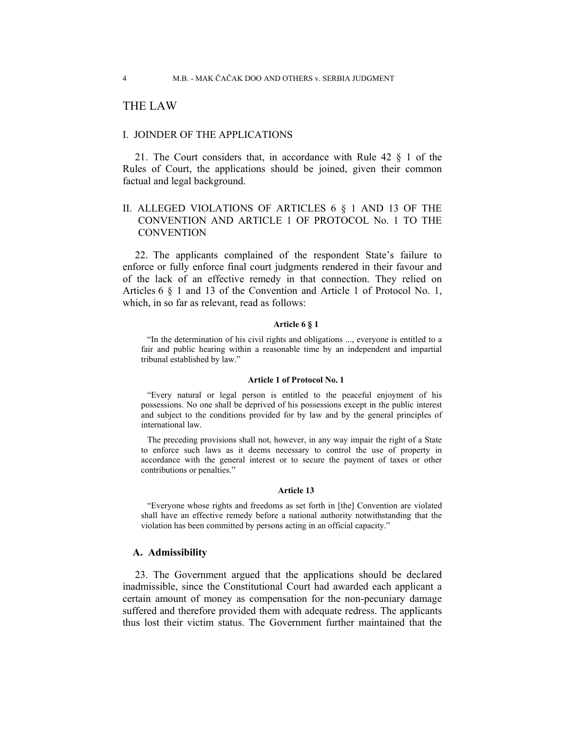# THE LAW

## I. JOINDER OF THE APPLICATIONS

21. The Court considers that, in accordance with Rule 42 § 1 of the Rules of Court, the applications should be joined, given their common factual and legal background.

## II. ALLEGED VIOLATIONS OF ARTICLES 6 § 1 AND 13 OF THE CONVENTION AND ARTICLE 1 OF PROTOCOL No. 1 TO THE CONVENTION

22. The applicants complained of the respondent State's failure to enforce or fully enforce final court judgments rendered in their favour and of the lack of an effective remedy in that connection. They relied on Articles 6 § 1 and 13 of the Convention and Article 1 of Protocol No. 1, which, in so far as relevant, read as follows:

**Article 6 § 1**

"In the determination of his civil rights and obligations ..., everyone is entitled to a fair and public hearing within a reasonable time by an independent and impartial tribunal established by law."

**Article 1 of Protocol No. 1**

"Every natural or legal person is entitled to the peaceful enjoyment of his possessions. No one shall be deprived of his possessions except in the public interest and subject to the conditions provided for by law and by the general principles of international law.

The preceding provisions shall not, however, in any way impair the right of a State to enforce such laws as it deems necessary to control the use of property in accordance with the general interest or to secure the payment of taxes or other contributions or penalties."

**Article 13**

"Everyone whose rights and freedoms as set forth in [the] Convention are violated shall have an effective remedy before a national authority notwithstanding that the violation has been committed by persons acting in an official capacity."

### A. Admissibility

23. The Government argued that the applications should be declared inadmissible, since the Constitutional Court had awarded each applicant a certain amount of money as compensation for the non-pecuniary damage suffered and therefore provided them with adequate redress. The applicants thus lost their victim status. The Government further maintained that the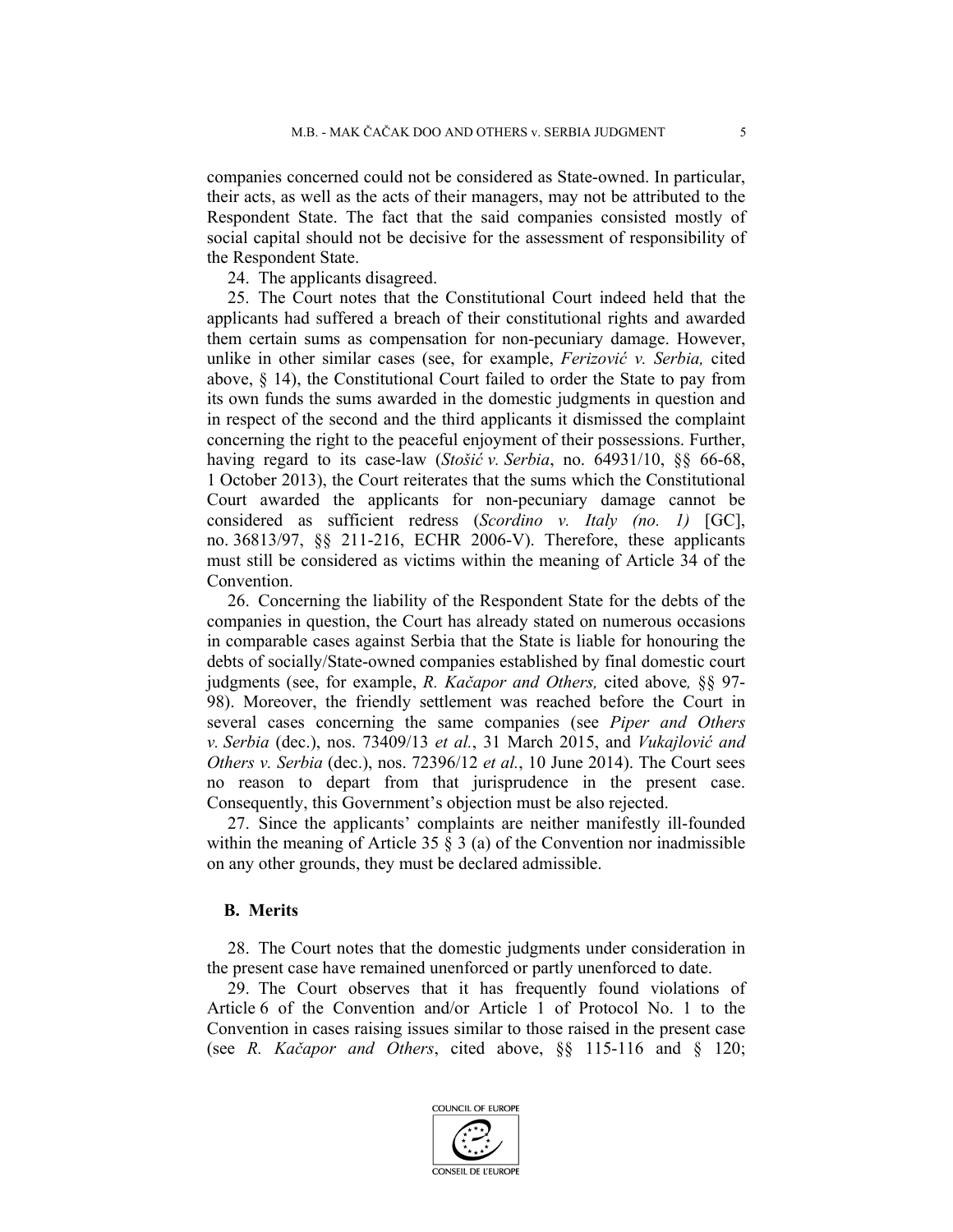companies concerned could not be considered as State-owned. In particular, their acts, as well as the acts of their managers, may not be attributed to the Respondent State. The fact that the said companies consisted mostly of social capital should not be decisive for the assessment of responsibility of the Respondent State.

24. The applicants disagreed.

25. The Court notes that the Constitutional Court indeed held that the applicants had suffered a breach of their constitutional rights and awarded them certain sums as compensation for non-pecuniary damage. However, unlike in other similar cases (see, for example, *Ferizović v. Serbia,* cited above, § 14), the Constitutional Court failed to order the State to pay from its own funds the sums awarded in the domestic judgments in question and in respect of the second and the third applicants it dismissed the complaint concerning the right to the peaceful enjoyment of their possessions. Further, having regard to its case-law (*Stošić v. Serbia*, no. 64931/10, §§ 66-68, 1 October 2013), the Court reiterates that the sums which the Constitutional Court awarded the applicants for non-pecuniary damage cannot be considered as sufficient redress (*Scordino v. Italy (no. 1)* [GC], no. 36813/97, §§ 211-216, ECHR 2006-V). Therefore, these applicants must still be considered as victims within the meaning of Article 34 of the Convention.

26. Concerning the liability of the Respondent State for the debts of the companies in question, the Court has already stated on numerous occasions in comparable cases against Serbia that the State is liable for honouring the debts of socially/State-owned companies established by final domestic court judgments (see, for example, *R. Kačapor and Others,* cited above*,* §§ 97-98). Moreover, the friendly settlement was reached before the Court in several cases concerning the same companies (see *Piper and Others v. Serbia* (dec.), nos. 73409/13 *et al.*, 31 March 2015, and *Vukajlović and Others v. Serbia* (dec.), nos. 72396/12 *et al.*, 10 June 2014). The Court sees no reason to depart from that jurisprudence in the present case. Consequently, this Government's objection must be also rejected.

27. Since the applicants' complaints are neither manifestly ill-founded within the meaning of Article 35 § 3 (a) of the Convention nor inadmissible on any other grounds, they must be declared admissible.

### B. Merits

28. The Court notes that the domestic judgments under consideration in the present case have remained unenforced or partly unenforced to date.

29. The Court observes that it has frequently found violations of Article 6 of the Convention and/or Article 1 of Protocol No. 1 to the Convention in cases raising issues similar to those raised in the present case (see *R. Kačapor and Others*, cited above, §§ 115-116 and § 120;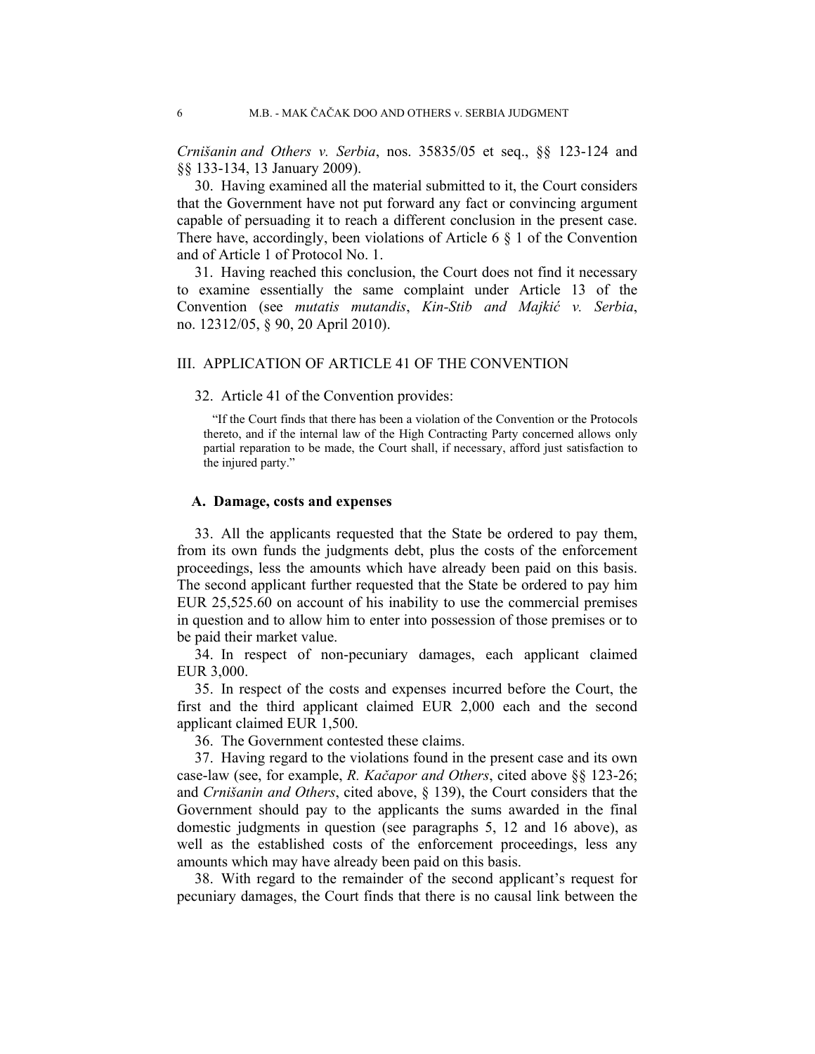*Crnišanin and Others v. Serbia*, nos. 35835/05 et seq., §§ 123-124 and §§ 133-134, 13 January 2009).

30. Having examined all the material submitted to it, the Court considers that the Government have not put forward any fact or convincing argument capable of persuading it to reach a different conclusion in the present case. There have, accordingly, been violations of Article 6 § 1 of the Convention and of Article 1 of Protocol No. 1.

31. Having reached this conclusion, the Court does not find it necessary to examine essentially the same complaint under Article 13 of the Convention (see *mutatis mutandis*, *Kin-Stib and Majkić v. Serbia*, no. 12312/05, § 90, 20 April 2010).

## III. APPLICATION OF ARTICLE 41 OF THE CONVENTION

32. Article 41 of the Convention provides:

> "If the Court finds that there has been a violation of the Convention or the Protocols thereto, and if the internal law of the High Contracting Party concerned allows only partial reparation to be made, the Court shall, if necessary, afford just satisfaction to the injured party."

### A. Damage, costs and expenses

33. All the applicants requested that the State be ordered to pay them, from its own funds the judgments debt, plus the costs of the enforcement proceedings, less the amounts which have already been paid on this basis. The second applicant further requested that the State be ordered to pay him EUR 25,525.60 on account of his inability to use the commercial premises in question and to allow him to enter into possession of those premises or to be paid their market value.

34. In respect of non-pecuniary damages, each applicant claimed EUR 3,000.

35. In respect of the costs and expenses incurred before the Court, the first and the third applicant claimed EUR 2,000 each and the second applicant claimed EUR 1,500.

36. The Government contested these claims.

37. Having regard to the violations found in the present case and its own case-law (see, for example, *R. Kačapor and Others*, cited above §§ 123-26; and *Crnišanin and Others*, cited above, § 139), the Court considers that the Government should pay to the applicants the sums awarded in the final domestic judgments in question (see paragraphs 5, 12 and 16 above), as well as the established costs of the enforcement proceedings, less any amounts which may have already been paid on this basis.

38. With regard to the remainder of the second applicant's request for pecuniary damages, the Court finds that there is no causal link between the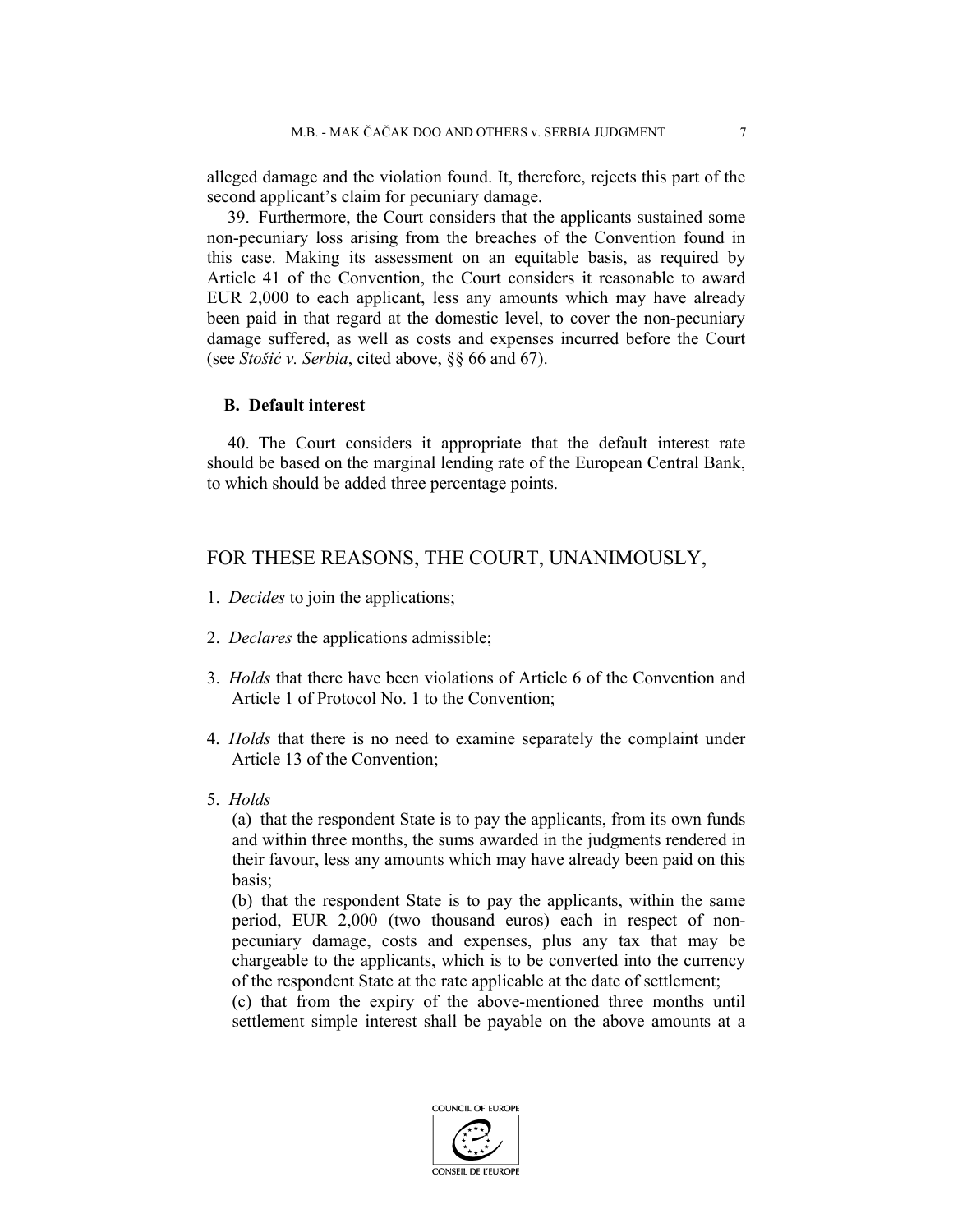alleged damage and the violation found. It, therefore, rejects this part of the second applicant's claim for pecuniary damage.

39. Furthermore, the Court considers that the applicants sustained some non-pecuniary loss arising from the breaches of the Convention found in this case. Making its assessment on an equitable basis, as required by Article 41 of the Convention, the Court considers it reasonable to award EUR 2,000 to each applicant, less any amounts which may have already been paid in that regard at the domestic level, to cover the non-pecuniary damage suffered, as well as costs and expenses incurred before the Court (see *Stošić v. Serbia*, cited above, §§ 66 and 67).

### B. Default interest

40. The Court considers it appropriate that the default interest rate should be based on the marginal lending rate of the European Central Bank, to which should be added three percentage points.

## FOR THESE REASONS, THE COURT, UNANIMOUSLY,

1. *Decides* to join the applications;

2. *Declares* the applications admissible;

3. *Holds* that there have been violations of Article 6 of the Convention and Article 1 of Protocol No. 1 to the Convention;

4. *Holds* that there is no need to examine separately the complaint under Article 13 of the Convention;

5. *Holds*

   (a) that the respondent State is to pay the applicants, from its own funds and within three months, the sums awarded in the judgments rendered in their favour, less any amounts which may have already been paid on this basis;

   (b) that the respondent State is to pay the applicants, within the same period, EUR 2,000 (two thousand euros) each in respect of non-pecuniary damage, costs and expenses, plus any tax that may be chargeable to the applicants, which is to be converted into the currency of the respondent State at the rate applicable at the date of settlement;

   (c) that from the expiry of the above-mentioned three months until settlement simple interest shall be payable on the above amounts at a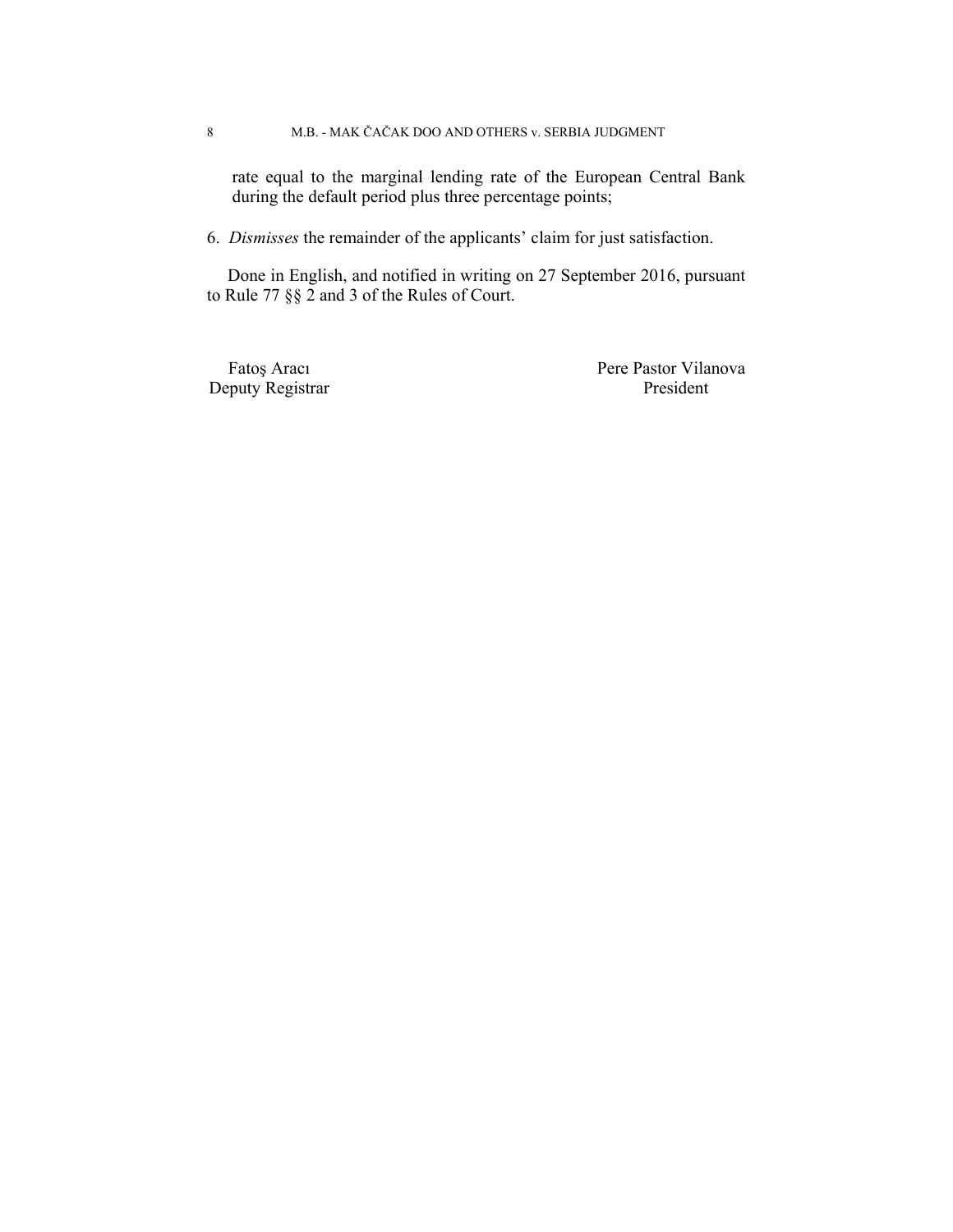rate equal to the marginal lending rate of the European Central Bank during the default period plus three percentage points;

6. *Dismisses* the remainder of the applicants' claim for just satisfaction.

Done in English, and notified in writing on 27 September 2016, pursuant to Rule 77 §§ 2 and 3 of the Rules of Court.

| | |
|---|---|
| Fatoş Aracı | Pere Pastor Vilanova |
| Deputy Registrar | President |